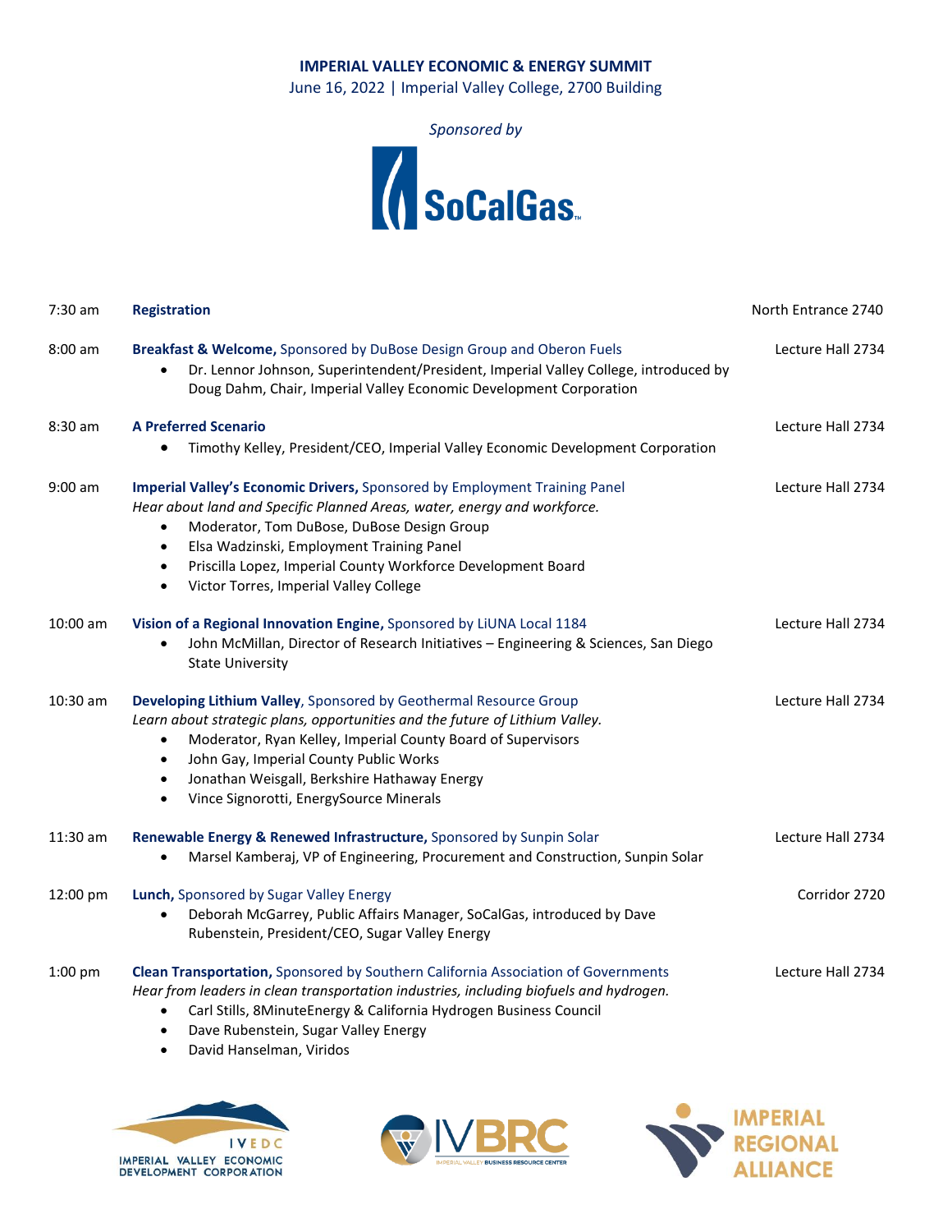# IMPERIAL VALLEY ECONOMIC & ENERGY SUMMIT

June 16, 2022 | Imperial Valley College, 2700 Building

*Sponsored by*

SoCalGas

| Time | Session | Location |
|---|---|---|
| 7:30 am | **Registration** | North Entrance 2740 |
| 8:00 am | **Breakfast & Welcome,** Sponsored by DuBose Design Group and Oberon Fuels<br>• Dr. Lennor Johnson, Superintendent/President, Imperial Valley College, introduced by Doug Dahm, Chair, Imperial Valley Economic Development Corporation | Lecture Hall 2734 |
| 8:30 am | **A Preferred Scenario**<br>• Timothy Kelley, President/CEO, Imperial Valley Economic Development Corporation | Lecture Hall 2734 |
| 9:00 am | **Imperial Valley's Economic Drivers,** Sponsored by Employment Training Panel<br>*Hear about land and Specific Planned Areas, water, energy and workforce.*<br>• Moderator, Tom DuBose, DuBose Design Group<br>• Elsa Wadzinski, Employment Training Panel<br>• Priscilla Lopez, Imperial County Workforce Development Board<br>• Victor Torres, Imperial Valley College | Lecture Hall 2734 |
| 10:00 am | **Vision of a Regional Innovation Engine,** Sponsored by LiUNA Local 1184<br>• John McMillan, Director of Research Initiatives – Engineering & Sciences, San Diego State University | Lecture Hall 2734 |
| 10:30 am | **Developing Lithium Valley**, Sponsored by Geothermal Resource Group<br>*Learn about strategic plans, opportunities and the future of Lithium Valley.*<br>• Moderator, Ryan Kelley, Imperial County Board of Supervisors<br>• John Gay, Imperial County Public Works<br>• Jonathan Weisgall, Berkshire Hathaway Energy<br>• Vince Signorotti, EnergySource Minerals | Lecture Hall 2734 |
| 11:30 am | **Renewable Energy & Renewed Infrastructure,** Sponsored by Sunpin Solar<br>• Marsel Kamberaj, VP of Engineering, Procurement and Construction, Sunpin Solar | Lecture Hall 2734 |
| 12:00 pm | **Lunch,** Sponsored by Sugar Valley Energy<br>• Deborah McGarrey, Public Affairs Manager, SoCalGas, introduced by Dave Rubenstein, President/CEO, Sugar Valley Energy | Corridor 2720 |
| 1:00 pm | **Clean Transportation,** Sponsored by Southern California Association of Governments<br>*Hear from leaders in clean transportation industries, including biofuels and hydrogen.*<br>• Carl Stills, 8MinuteEnergy & California Hydrogen Business Council<br>• Dave Rubenstein, Sugar Valley Energy<br>• David Hanselman, Viridos | Lecture Hall 2734 |

IVEDC IMPERIAL VALLEY ECONOMIC DEVELOPMENT CORPORATION

IVBRC IMPERIAL VALLEY BUSINESS RESOURCE CENTER

IMPERIAL REGIONAL ALLIANCE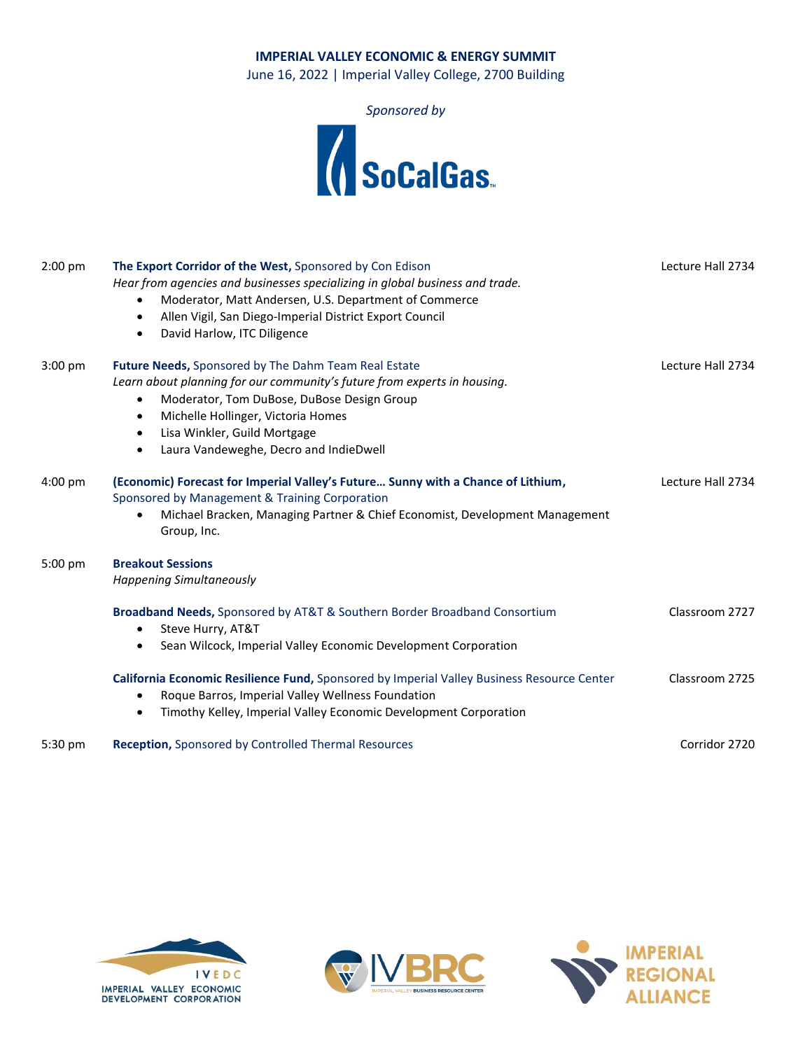**IMPERIAL VALLEY ECONOMIC & ENERGY SUMMIT**

June 16, 2022 | Imperial Valley College, 2700 Building

*Sponsored by*

SoCalGas

2:00 pm — **The Export Corridor of the West,** Sponsored by Con Edison — Lecture Hall 2734

*Hear from agencies and businesses specializing in global business and trade.*

- Moderator, Matt Andersen, U.S. Department of Commerce
- Allen Vigil, San Diego-Imperial District Export Council
- David Harlow, ITC Diligence

3:00 pm — **Future Needs,** Sponsored by The Dahm Team Real Estate — Lecture Hall 2734

*Learn about planning for our community's future from experts in housing.*

- Moderator, Tom DuBose, DuBose Design Group
- Michelle Hollinger, Victoria Homes
- Lisa Winkler, Guild Mortgage
- Laura Vandeweghe, Decro and IndieDwell

4:00 pm — **(Economic) Forecast for Imperial Valley's Future… Sunny with a Chance of Lithium,** Sponsored by Management & Training Corporation — Lecture Hall 2734

- Michael Bracken, Managing Partner & Chief Economist, Development Management Group, Inc.

5:00 pm — **Breakout Sessions**

*Happening Simultaneously*

**Broadband Needs,** Sponsored by AT&T & Southern Border Broadband Consortium — Classroom 2727

- Steve Hurry, AT&T
- Sean Wilcock, Imperial Valley Economic Development Corporation

**California Economic Resilience Fund,** Sponsored by Imperial Valley Business Resource Center — Classroom 2725

- Roque Barros, Imperial Valley Wellness Foundation
- Timothy Kelley, Imperial Valley Economic Development Corporation

5:30 pm — **Reception,** Sponsored by Controlled Thermal Resources — Corridor 2720

IVEDC IMPERIAL VALLEY ECONOMIC DEVELOPMENT CORPORATION

IVBRC IMPERIAL VALLEY BUSINESS RESOURCE CENTER

IMPERIAL REGIONAL ALLIANCE